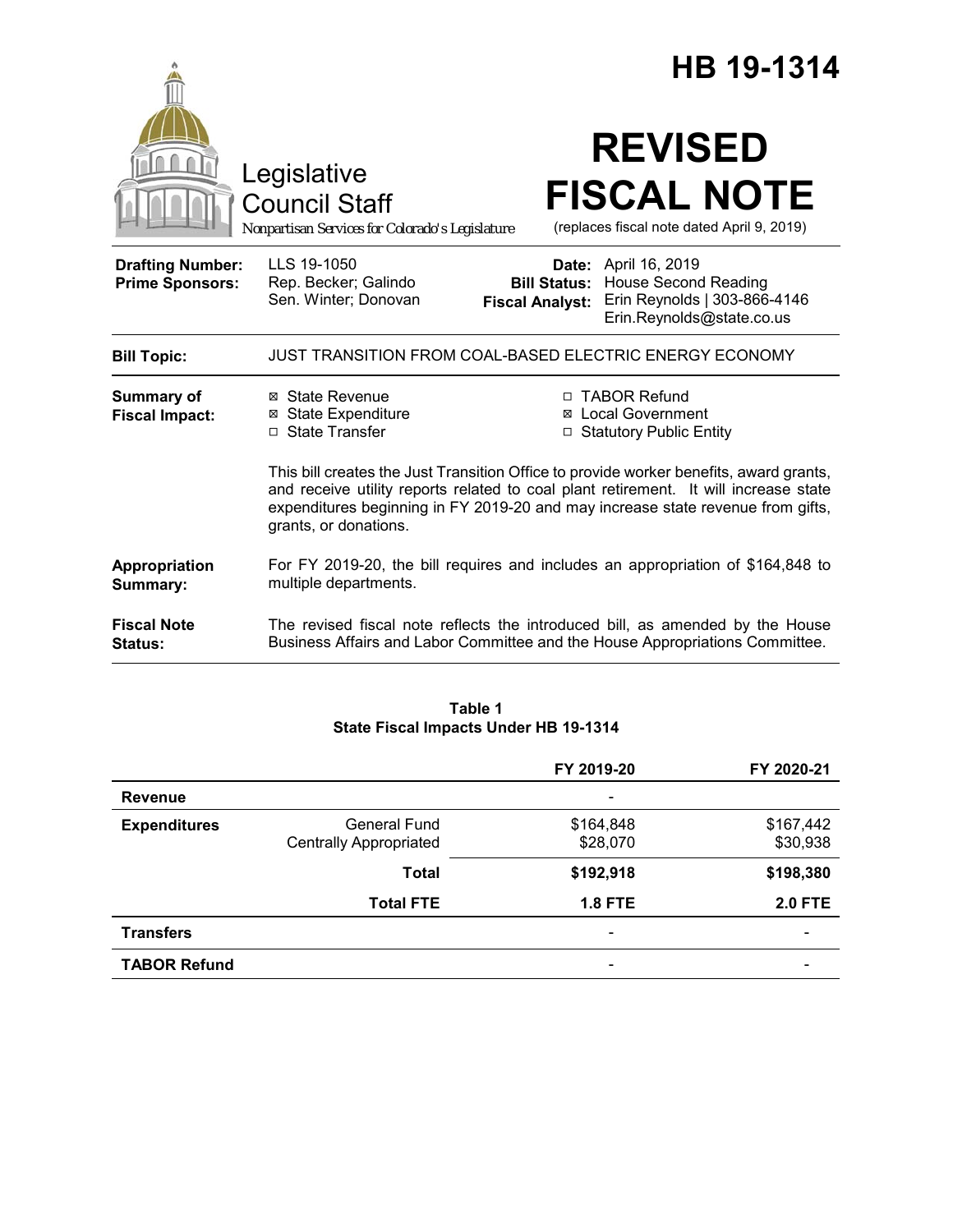# HB 19-1314

Legislative Council Staff
*Nonpartisan Services for Colorado's Legislature*

# REVISED FISCAL NOTE

(replaces fiscal note dated April 9, 2019)

| | | | |
|---|---|---|---|
| **Drafting Number:** | LLS 19-1050 | **Date:** | April 16, 2019 |
| **Prime Sponsors:** | Rep. Becker; Galindo<br>Sen. Winter; Donovan | **Bill Status:** | House Second Reading |
| | | **Fiscal Analyst:** | Erin Reynolds \| 303-866-4146<br>Erin.Reynolds@state.co.us |

| | |
|---|---|
| **Bill Topic:** | JUST TRANSITION FROM COAL-BASED ELECTRIC ENERGY ECONOMY |
| **Summary of Fiscal Impact:** | ☒ State Revenue ☒ State Expenditure ☐ State Transfer ☐ TABOR Refund ☒ Local Government ☐ Statutory Public Entity<br><br>This bill creates the Just Transition Office to provide worker benefits, award grants, and receive utility reports related to coal plant retirement. It will increase state expenditures beginning in FY 2019-20 and may increase state revenue from gifts, grants, or donations. |
| **Appropriation Summary:** | For FY 2019-20, the bill requires and includes an appropriation of $164,848 to multiple departments. |
| **Fiscal Note Status:** | The revised fiscal note reflects the introduced bill, as amended by the House Business Affairs and Labor Committee and the House Appropriations Committee. |

**Table 1**
**State Fiscal Impacts Under HB 19-1314**

| | | FY 2019-20 | FY 2020-21 |
|---|---|---|---|
| **Revenue** | | - | |
| **Expenditures** | General Fund | $164,848 | $167,442 |
| | Centrally Appropriated | $28,070 | $30,938 |
| | **Total** | **$192,918** | **$198,380** |
| | **Total FTE** | **1.8 FTE** | **2.0 FTE** |
| **Transfers** | | - | - |
| **TABOR Refund** | | - | - |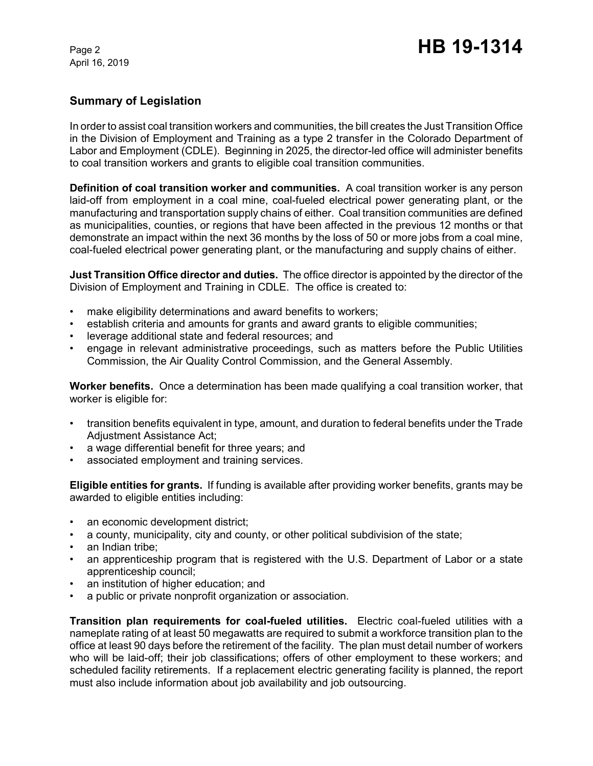## Summary of Legislation

In order to assist coal transition workers and communities, the bill creates the Just Transition Office in the Division of Employment and Training as a type 2 transfer in the Colorado Department of Labor and Employment (CDLE). Beginning in 2025, the director-led office will administer benefits to coal transition workers and grants to eligible coal transition communities.

**Definition of coal transition worker and communities.** A coal transition worker is any person laid-off from employment in a coal mine, coal-fueled electrical power generating plant, or the manufacturing and transportation supply chains of either. Coal transition communities are defined as municipalities, counties, or regions that have been affected in the previous 12 months or that demonstrate an impact within the next 36 months by the loss of 50 or more jobs from a coal mine, coal-fueled electrical power generating plant, or the manufacturing and supply chains of either.

**Just Transition Office director and duties.** The office director is appointed by the director of the Division of Employment and Training in CDLE. The office is created to:

- make eligibility determinations and award benefits to workers;
- establish criteria and amounts for grants and award grants to eligible communities;
- leverage additional state and federal resources; and
- engage in relevant administrative proceedings, such as matters before the Public Utilities Commission, the Air Quality Control Commission, and the General Assembly.

**Worker benefits.** Once a determination has been made qualifying a coal transition worker, that worker is eligible for:

- transition benefits equivalent in type, amount, and duration to federal benefits under the Trade Adjustment Assistance Act;
- a wage differential benefit for three years; and
- associated employment and training services.

**Eligible entities for grants.** If funding is available after providing worker benefits, grants may be awarded to eligible entities including:

- an economic development district;
- a county, municipality, city and county, or other political subdivision of the state;
- an Indian tribe;
- an apprenticeship program that is registered with the U.S. Department of Labor or a state apprenticeship council;
- an institution of higher education; and
- a public or private nonprofit organization or association.

**Transition plan requirements for coal-fueled utilities.** Electric coal-fueled utilities with a nameplate rating of at least 50 megawatts are required to submit a workforce transition plan to the office at least 90 days before the retirement of the facility. The plan must detail number of workers who will be laid-off; their job classifications; offers of other employment to these workers; and scheduled facility retirements. If a replacement electric generating facility is planned, the report must also include information about job availability and job outsourcing.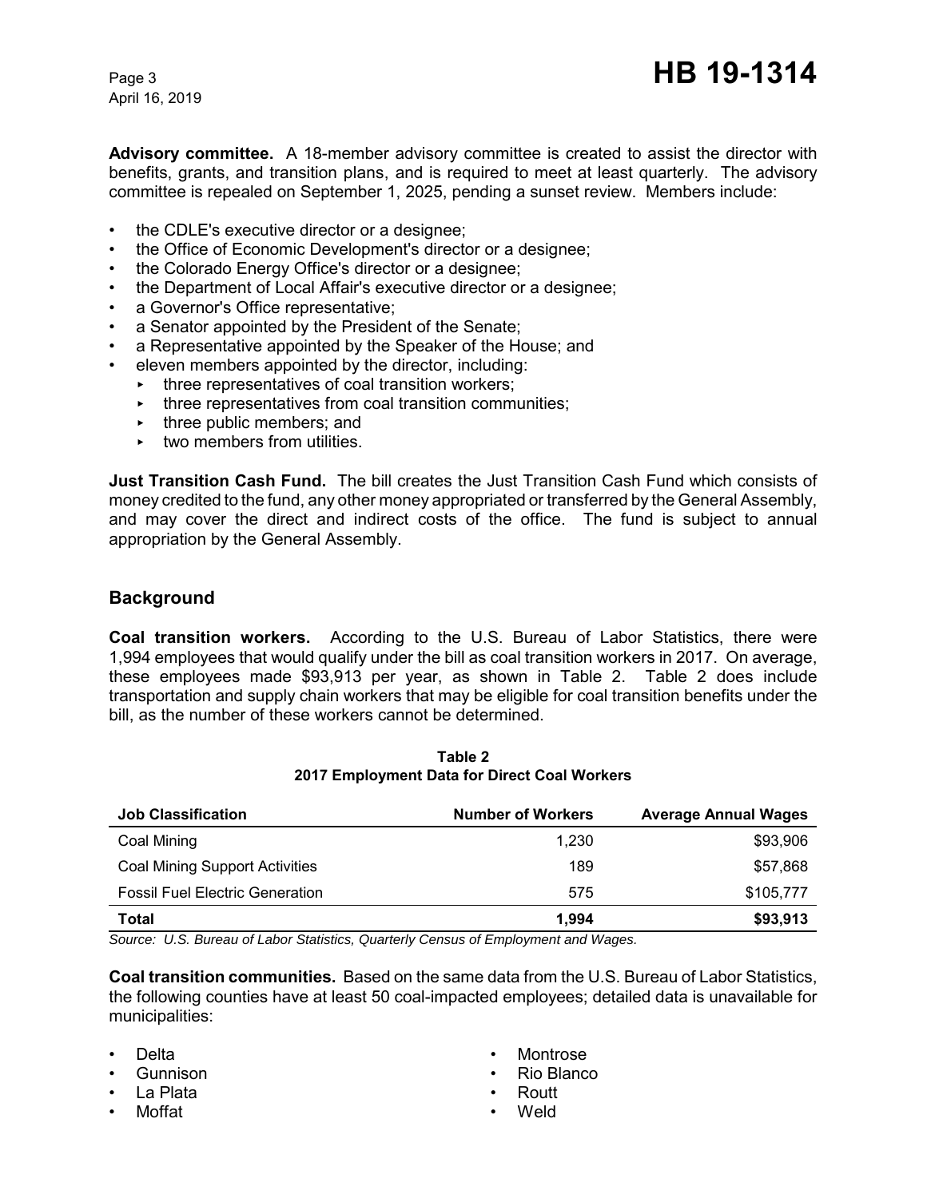**Advisory committee.** A 18-member advisory committee is created to assist the director with benefits, grants, and transition plans, and is required to meet at least quarterly. The advisory committee is repealed on September 1, 2025, pending a sunset review. Members include:

- the CDLE's executive director or a designee;
- the Office of Economic Development's director or a designee;
- the Colorado Energy Office's director or a designee;
- the Department of Local Affair's executive director or a designee;
- a Governor's Office representative;
- a Senator appointed by the President of the Senate;
- a Representative appointed by the Speaker of the House; and
- eleven members appointed by the director, including:
  - three representatives of coal transition workers;
  - three representatives from coal transition communities;
  - three public members; and
  - two members from utilities.

**Just Transition Cash Fund.** The bill creates the Just Transition Cash Fund which consists of money credited to the fund, any other money appropriated or transferred by the General Assembly, and may cover the direct and indirect costs of the office. The fund is subject to annual appropriation by the General Assembly.

## Background

**Coal transition workers.** According to the U.S. Bureau of Labor Statistics, there were 1,994 employees that would qualify under the bill as coal transition workers in 2017. On average, these employees made $93,913 per year, as shown in Table 2. Table 2 does include transportation and supply chain workers that may be eligible for coal transition benefits under the bill, as the number of these workers cannot be determined.

**Table 2**
**2017 Employment Data for Direct Coal Workers**

| Job Classification | Number of Workers | Average Annual Wages |
|---|---|---|
| Coal Mining | 1,230 | $93,906 |
| Coal Mining Support Activities | 189 | $57,868 |
| Fossil Fuel Electric Generation | 575 | $105,777 |
| **Total** | **1,994** | **$93,913** |

*Source: U.S. Bureau of Labor Statistics, Quarterly Census of Employment and Wages.*

**Coal transition communities.** Based on the same data from the U.S. Bureau of Labor Statistics, the following counties have at least 50 coal-impacted employees; detailed data is unavailable for municipalities:

- Delta
- Gunnison
- La Plata
- Moffat
- Montrose
- Rio Blanco
- Routt
- Weld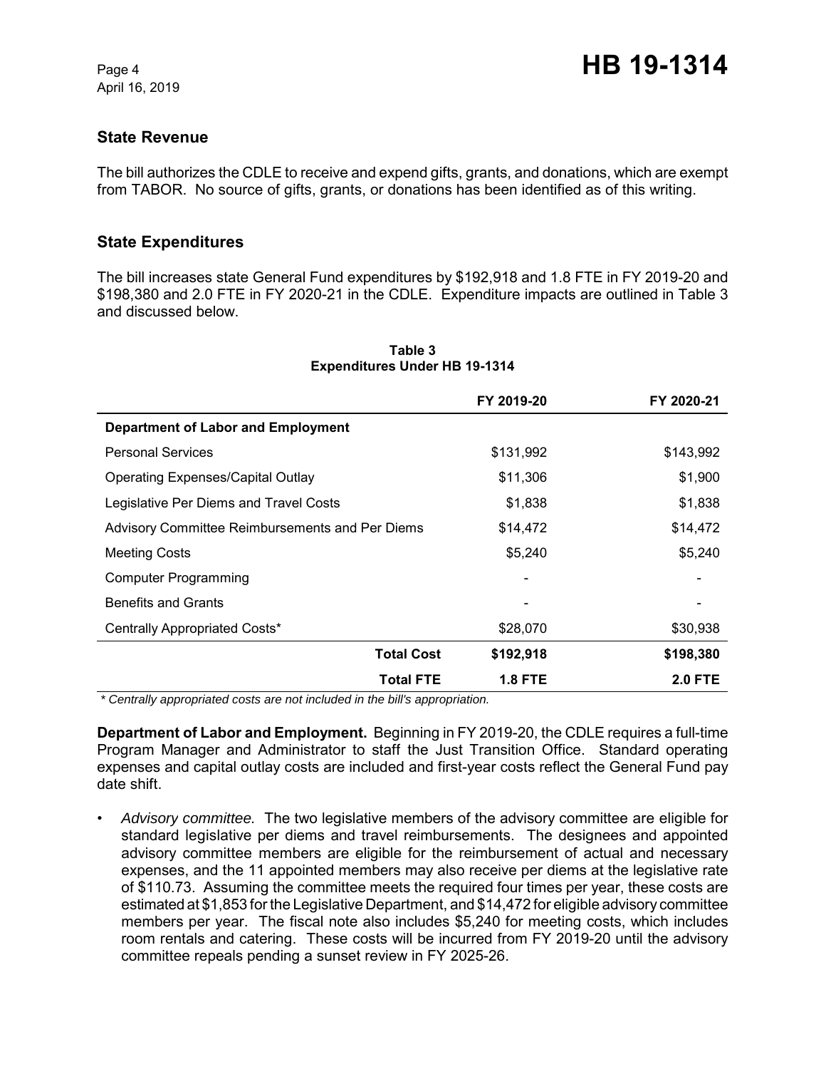## State Revenue

The bill authorizes the CDLE to receive and expend gifts, grants, and donations, which are exempt from TABOR. No source of gifts, grants, or donations has been identified as of this writing.

## State Expenditures

The bill increases state General Fund expenditures by $192,918 and 1.8 FTE in FY 2019-20 and $198,380 and 2.0 FTE in FY 2020-21 in the CDLE. Expenditure impacts are outlined in Table 3 and discussed below.

**Table 3**
**Expenditures Under HB 19-1314**

| | FY 2019-20 | FY 2020-21 |
|---|---|---|
| **Department of Labor and Employment** | | |
| Personal Services | $131,992 | $143,992 |
| Operating Expenses/Capital Outlay | $11,306 | $1,900 |
| Legislative Per Diems and Travel Costs | $1,838 | $1,838 |
| Advisory Committee Reimbursements and Per Diems | $14,472 | $14,472 |
| Meeting Costs | $5,240 | $5,240 |
| Computer Programming | - | - |
| Benefits and Grants | - | - |
| Centrally Appropriated Costs* | $28,070 | $30,938 |
| **Total Cost** | **$192,918** | **$198,380** |
| **Total FTE** | **1.8 FTE** | **2.0 FTE** |

*\* Centrally appropriated costs are not included in the bill's appropriation.*

**Department of Labor and Employment.** Beginning in FY 2019-20, the CDLE requires a full-time Program Manager and Administrator to staff the Just Transition Office. Standard operating expenses and capital outlay costs are included and first-year costs reflect the General Fund pay date shift.

- *Advisory committee.* The two legislative members of the advisory committee are eligible for standard legislative per diems and travel reimbursements. The designees and appointed advisory committee members are eligible for the reimbursement of actual and necessary expenses, and the 11 appointed members may also receive per diems at the legislative rate of $110.73. Assuming the committee meets the required four times per year, these costs are estimated at $1,853 for the Legislative Department, and $14,472 for eligible advisory committee members per year. The fiscal note also includes $5,240 for meeting costs, which includes room rentals and catering. These costs will be incurred from FY 2019-20 until the advisory committee repeals pending a sunset review in FY 2025-26.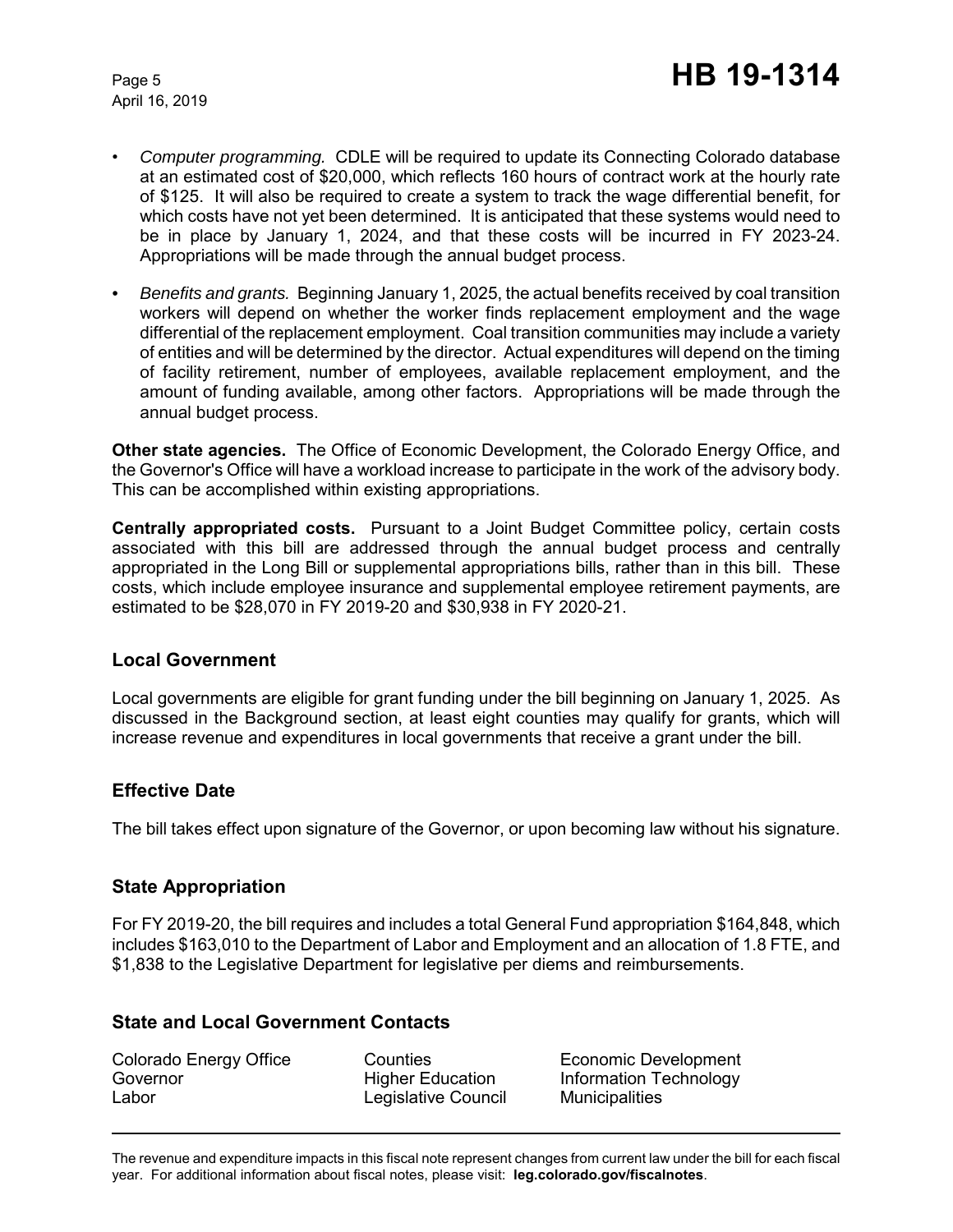- *Computer programming.* CDLE will be required to update its Connecting Colorado database at an estimated cost of $20,000, which reflects 160 hours of contract work at the hourly rate of $125. It will also be required to create a system to track the wage differential benefit, for which costs have not yet been determined. It is anticipated that these systems would need to be in place by January 1, 2024, and that these costs will be incurred in FY 2023-24. Appropriations will be made through the annual budget process.

- *Benefits and grants.* Beginning January 1, 2025, the actual benefits received by coal transition workers will depend on whether the worker finds replacement employment and the wage differential of the replacement employment. Coal transition communities may include a variety of entities and will be determined by the director. Actual expenditures will depend on the timing of facility retirement, number of employees, available replacement employment, and the amount of funding available, among other factors. Appropriations will be made through the annual budget process.

**Other state agencies.** The Office of Economic Development, the Colorado Energy Office, and the Governor's Office will have a workload increase to participate in the work of the advisory body. This can be accomplished within existing appropriations.

**Centrally appropriated costs.** Pursuant to a Joint Budget Committee policy, certain costs associated with this bill are addressed through the annual budget process and centrally appropriated in the Long Bill or supplemental appropriations bills, rather than in this bill. These costs, which include employee insurance and supplemental employee retirement payments, are estimated to be $28,070 in FY 2019-20 and $30,938 in FY 2020-21.

## Local Government

Local governments are eligible for grant funding under the bill beginning on January 1, 2025. As discussed in the Background section, at least eight counties may qualify for grants, which will increase revenue and expenditures in local governments that receive a grant under the bill.

## Effective Date

The bill takes effect upon signature of the Governor, or upon becoming law without his signature.

## State Appropriation

For FY 2019-20, the bill requires and includes a total General Fund appropriation $164,848, which includes $163,010 to the Department of Labor and Employment and an allocation of 1.8 FTE, and $1,838 to the Legislative Department for legislative per diems and reimbursements.

## State and Local Government Contacts

| | | |
|---|---|---|
| Colorado Energy Office | Counties | Economic Development |
| Governor | Higher Education | Information Technology |
| Labor | Legislative Council | Municipalities |

The revenue and expenditure impacts in this fiscal note represent changes from current law under the bill for each fiscal year. For additional information about fiscal notes, please visit: **leg.colorado.gov/fiscalnotes**.